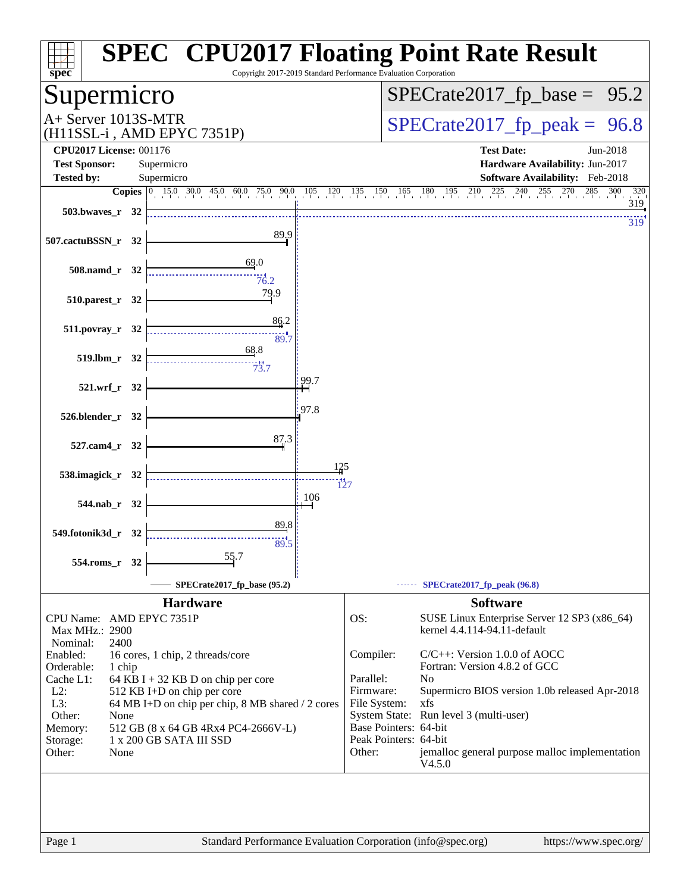# SPEC CPU2017 Floating Point Rate Result

Copyright 2017-2019 Standard Performance Evaluation Corporation

## Supermicro

A+ Server 1013S-MTR
(H11SSL-i , AMD EPYC 7351P)

SPECrate2017_fp_base = 95.2

SPECrate2017_fp_peak = 96.8

**CPU2017 License:** 001176
**Test Sponsor:** Supermicro
**Tested by:** Supermicro

**Test Date:** Jun-2018
**Hardware Availability:** Jun-2017
**Software Availability:** Feb-2018

| Benchmark | Copies | Base | Peak |
|---|---|---|---|
| 503.bwaves_r | 32 | 319 | 319 |
| 507.cactuBSSN_r | 32 | 89.9 | |
| 508.namd_r | 32 | 69.0 | 76.2 |
| 510.parest_r | 32 | 79.9 | |
| 511.povray_r | 32 | 86.2 | 89.7 |
| 519.lbm_r | 32 | 68.8 | 73.7 |
| 521.wrf_r | 32 | 99.7 | |
| 526.blender_r | 32 | 97.8 | |
| 527.cam4_r | 32 | 87.3 | |
| 538.imagick_r | 32 | 125 | 127 |
| 544.nab_r | 32 | 106 | |
| 549.fotonik3d_r | 32 | 89.8 | 89.5 |
| 554.roms_r | 32 | 55.7 | |

SPECrate2017_fp_base (95.2) — SPECrate2017_fp_peak (96.8)

### Hardware

| | |
|---|---|
| CPU Name: | AMD EPYC 7351P |
| Max MHz.: | 2900 |
| Nominal: | 2400 |
| Enabled: | 16 cores, 1 chip, 2 threads/core |
| Orderable: | 1 chip |
| Cache L1: | 64 KB I + 32 KB D on chip per core |
| L2: | 512 KB I+D on chip per core |
| L3: | 64 MB I+D on chip per chip, 8 MB shared / 2 cores |
| Other: | None |
| Memory: | 512 GB (8 x 64 GB 4Rx4 PC4-2666V-L) |
| Storage: | 1 x 200 GB SATA III SSD |
| Other: | None |

### Software

| | |
|---|---|
| OS: | SUSE Linux Enterprise Server 12 SP3 (x86_64) kernel 4.4.114-94.11-default |
| Compiler: | C/C++: Version 1.0.0 of AOCC; Fortran: Version 4.8.2 of GCC |
| Parallel: | No |
| Firmware: | Supermicro BIOS version 1.0b released Apr-2018 |
| File System: | xfs |
| System State: | Run level 3 (multi-user) |
| Base Pointers: | 64-bit |
| Peak Pointers: | 64-bit |
| Other: | jemalloc general purpose malloc implementation V4.5.0 |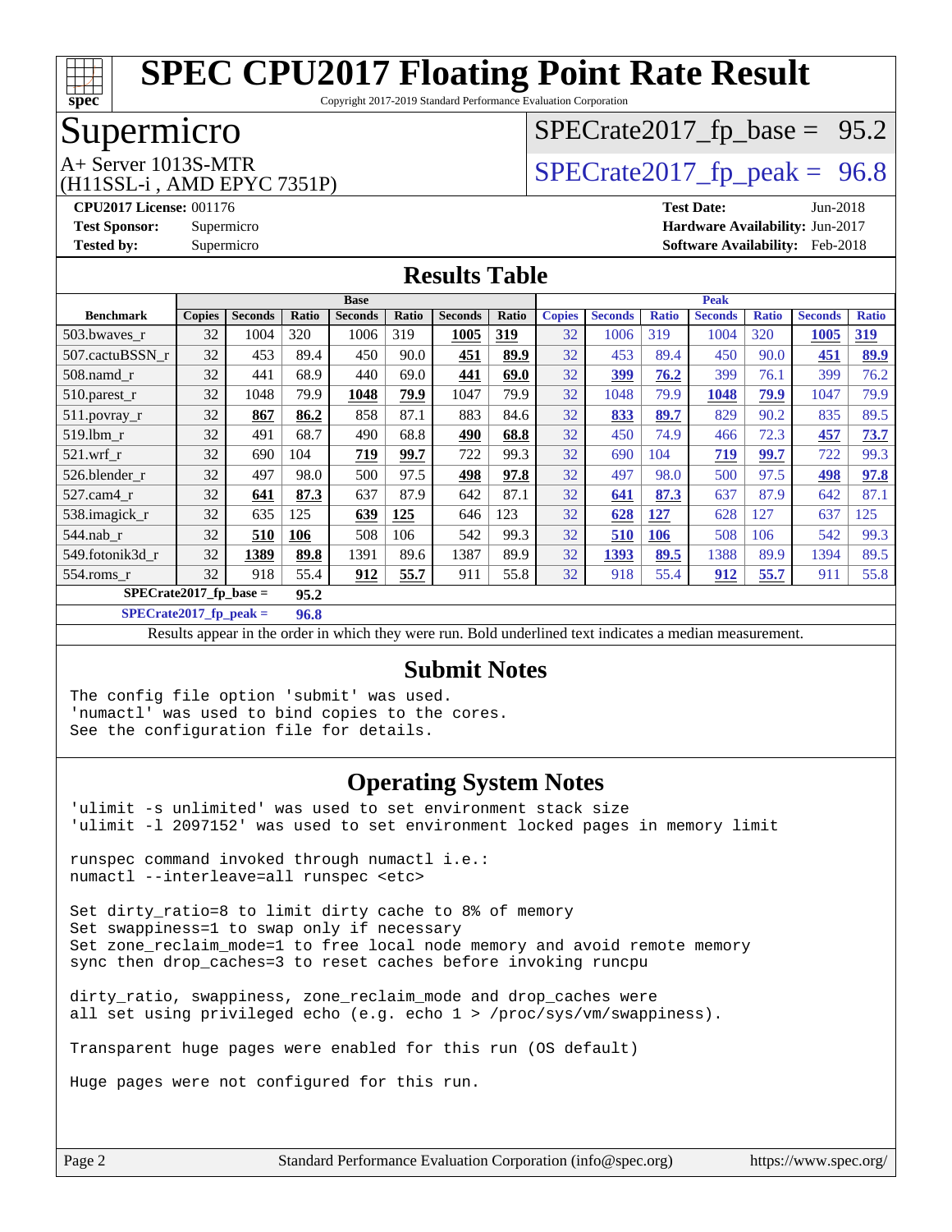# SPEC CPU2017 Floating Point Rate Result

Copyright 2017-2019 Standard Performance Evaluation Corporation

## Supermicro

A+ Server 1013S-MTR
(H11SSL-i , AMD EPYC 7351P)

SPECrate2017_fp_base = 95.2

SPECrate2017_fp_peak = 96.8

**CPU2017 License:** 001176
**Test Sponsor:** Supermicro
**Tested by:** Supermicro

**Test Date:** Jun-2018
**Hardware Availability:** Jun-2017
**Software Availability:** Feb-2018

## Results Table

| Benchmark | Base | | | | | | | Peak | | | | | | |
|---|---|---|---|---|---|---|---|---|---|---|---|---|---|---|
| | Copies | Seconds | Ratio | Seconds | Ratio | Seconds | Ratio | Copies | Seconds | Ratio | Seconds | Ratio | Seconds | Ratio |
| 503.bwaves_r | 32 | 1004 | 320 | 1006 | 319 | **1005** | **319** | 32 | 1006 | 319 | 1004 | 320 | **1005** | **319** |
| 507.cactuBSSN_r | 32 | 453 | 89.4 | 450 | 90.0 | **451** | **89.9** | 32 | 453 | 89.4 | 450 | 90.0 | **451** | **89.9** |
| 508.namd_r | 32 | 441 | 68.9 | 440 | 69.0 | **441** | **69.0** | 32 | **399** | **76.2** | 399 | 76.1 | 399 | 76.2 |
| 510.parest_r | 32 | 1048 | 79.9 | **1048** | **79.9** | 1047 | 79.9 | 32 | 1048 | 79.9 | **1048** | **79.9** | 1047 | 79.9 |
| 511.povray_r | 32 | **867** | **86.2** | 858 | 87.1 | 883 | 84.6 | 32 | **833** | **89.7** | 829 | 90.2 | 835 | 89.5 |
| 519.lbm_r | 32 | 491 | 68.7 | 490 | 68.8 | **490** | **68.8** | 32 | 450 | 74.9 | 466 | 72.3 | **457** | **73.7** |
| 521.wrf_r | 32 | 690 | 104 | **719** | **99.7** | 722 | 99.3 | 32 | 690 | 104 | **719** | **99.7** | 722 | 99.3 |
| 526.blender_r | 32 | 497 | 98.0 | 500 | 97.5 | **498** | **97.8** | 32 | 497 | 98.0 | 500 | 97.5 | **498** | **97.8** |
| 527.cam4_r | 32 | **641** | **87.3** | 637 | 87.9 | 642 | 87.1 | 32 | **641** | **87.3** | 637 | 87.9 | 642 | 87.1 |
| 538.imagick_r | 32 | 635 | 125 | **639** | **125** | 646 | 123 | 32 | **628** | **127** | 628 | 127 | 637 | 125 |
| 544.nab_r | 32 | **510** | **106** | 508 | 106 | 542 | 99.3 | 32 | **510** | **106** | 508 | 106 | 542 | 99.3 |
| 549.fotonik3d_r | 32 | **1389** | **89.8** | 1391 | 89.6 | 1387 | 89.9 | 32 | **1393** | **89.5** | 1388 | 89.9 | 1394 | 89.5 |
| 554.roms_r | 32 | 918 | 55.4 | **912** | **55.7** | 911 | 55.8 | 32 | 918 | 55.4 | **912** | **55.7** | 911 | 55.8 |
| SPECrate2017_fp_base = | | 95.2 | | | | | | | | | | | | |
| SPECrate2017_fp_peak = | | 96.8 | | | | | | | | | | | | |

Results appear in the order in which they were run. Bold underlined text indicates a median measurement.

## Submit Notes

```
The config file option 'submit' was used.
'numactl' was used to bind copies to the cores.
See the configuration file for details.
```

## Operating System Notes

```
'ulimit -s unlimited' was used to set environment stack size
'ulimit -l 2097152' was used to set environment locked pages in memory limit

runspec command invoked through numactl i.e.:
numactl --interleave=all runspec <etc>

Set dirty_ratio=8 to limit dirty cache to 8% of memory
Set swappiness=1 to swap only if necessary
Set zone_reclaim_mode=1 to free local node memory and avoid remote memory
sync then drop_caches=3 to reset caches before invoking runcpu

dirty_ratio, swappiness, zone_reclaim_mode and drop_caches were
all set using privileged echo (e.g. echo 1 > /proc/sys/vm/swappiness).

Transparent huge pages were enabled for this run (OS default)

Huge pages were not configured for this run.
```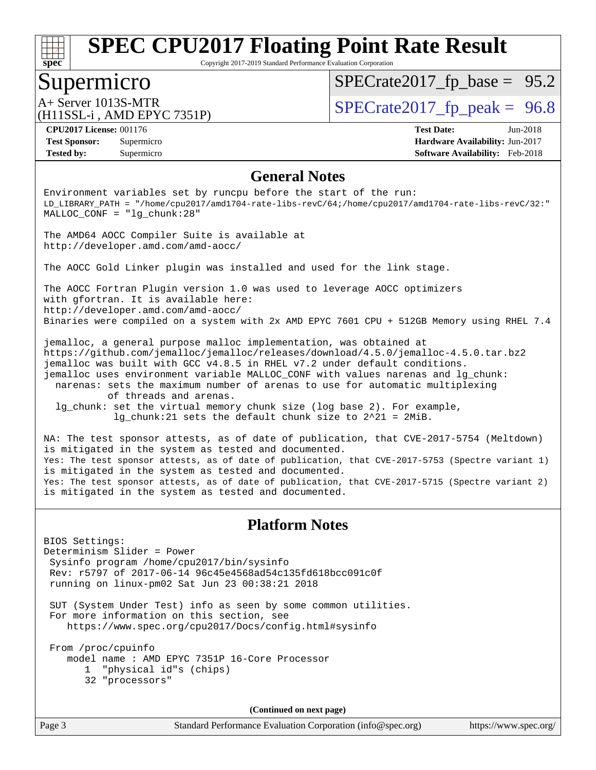# SPEC CPU2017 Floating Point Rate Result

Copyright 2017-2019 Standard Performance Evaluation Corporation

## Supermicro

A+ Server 1013S-MTR
(H11SSL-i , AMD EPYC 7351P)

SPECrate2017_fp_base = 95.2

SPECrate2017_fp_peak = 96.8

| | | | |
|---|---|---|---|
| **CPU2017 License:** | 001176 | **Test Date:** | Jun-2018 |
| **Test Sponsor:** | Supermicro | **Hardware Availability:** | Jun-2017 |
| **Tested by:** | Supermicro | **Software Availability:** | Feb-2018 |

## General Notes

```
Environment variables set by runcpu before the start of the run:
LD_LIBRARY_PATH = "/home/cpu2017/amd1704-rate-libs-revC/64;/home/cpu2017/amd1704-rate-libs-revC/32:"
MALLOC_CONF = "lg_chunk:28"

The AMD64 AOCC Compiler Suite is available at
http://developer.amd.com/amd-aocc/

The AOCC Gold Linker plugin was installed and used for the link stage.

The AOCC Fortran Plugin version 1.0 was used to leverage AOCC optimizers
with gfortran. It is available here:
http://developer.amd.com/amd-aocc/
Binaries were compiled on a system with 2x AMD EPYC 7601 CPU + 512GB Memory using RHEL 7.4

jemalloc, a general purpose malloc implementation, was obtained at
https://github.com/jemalloc/jemalloc/releases/download/4.5.0/jemalloc-4.5.0.tar.bz2
jemalloc was built with GCC v4.8.5 in RHEL v7.2 under default conditions.
jemalloc uses environment variable MALLOC_CONF with values narenas and lg_chunk:
  narenas: sets the maximum number of arenas to use for automatic multiplexing
           of threads and arenas.
  lg_chunk: set the virtual memory chunk size (log base 2). For example,
            lg_chunk:21 sets the default chunk size to 2^21 = 2MiB.

NA: The test sponsor attests, as of date of publication, that CVE-2017-5754 (Meltdown)
is mitigated in the system as tested and documented.
Yes: The test sponsor attests, as of date of publication, that CVE-2017-5753 (Spectre variant 1)
is mitigated in the system as tested and documented.
Yes: The test sponsor attests, as of date of publication, that CVE-2017-5715 (Spectre variant 2)
is mitigated in the system as tested and documented.
```

## Platform Notes

```
BIOS Settings:
Determinism Slider = Power
 Sysinfo program /home/cpu2017/bin/sysinfo
 Rev: r5797 of 2017-06-14 96c45e4568ad54c135fd618bcc091c0f
 running on linux-pm02 Sat Jun 23 00:38:21 2018

 SUT (System Under Test) info as seen by some common utilities.
 For more information on this section, see
    https://www.spec.org/cpu2017/Docs/config.html#sysinfo

 From /proc/cpuinfo
    model name : AMD EPYC 7351P 16-Core Processor
       1  "physical id"s (chips)
       32 "processors"
```

**(Continued on next page)**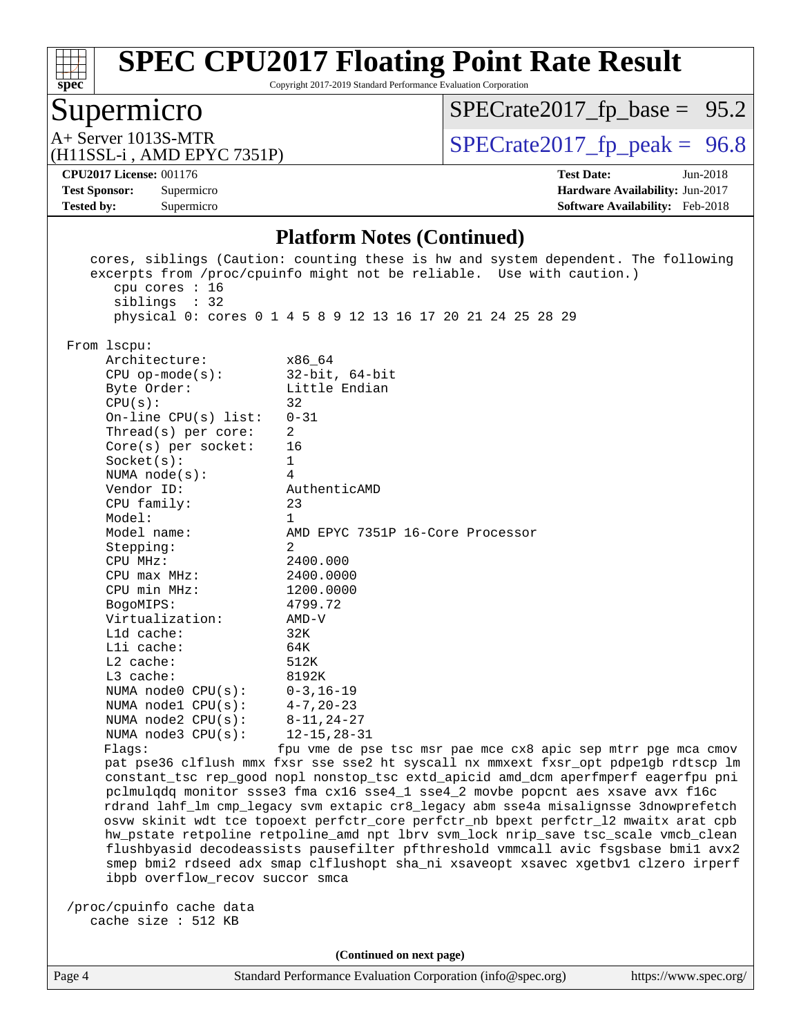# SPEC CPU2017 Floating Point Rate Result

Copyright 2017-2019 Standard Performance Evaluation Corporation

## Supermicro

A+ Server 1013S-MTR
(H11SSL-i , AMD EPYC 7351P)

SPECrate2017_fp_base = 95.2

SPECrate2017_fp_peak = 96.8

**CPU2017 License:** 001176
**Test Sponsor:** Supermicro
**Tested by:** Supermicro

**Test Date:** Jun-2018
**Hardware Availability:** Jun-2017
**Software Availability:** Feb-2018

### Platform Notes (Continued)

```
   cores, siblings (Caution: counting these is hw and system dependent. The following
   excerpts from /proc/cpuinfo might not be reliable.  Use with caution.)
      cpu cores : 16
      siblings  : 32
      physical 0: cores 0 1 4 5 8 9 12 13 16 17 20 21 24 25 28 29

 From lscpu:
      Architecture:          x86_64
      CPU op-mode(s):        32-bit, 64-bit
      Byte Order:            Little Endian
      CPU(s):                32
      On-line CPU(s) list:   0-31
      Thread(s) per core:    2
      Core(s) per socket:    16
      Socket(s):             1
      NUMA node(s):          4
      Vendor ID:             AuthenticAMD
      CPU family:            23
      Model:                 1
      Model name:            AMD EPYC 7351P 16-Core Processor
      Stepping:              2
      CPU MHz:               2400.000
      CPU max MHz:           2400.0000
      CPU min MHz:           1200.0000
      BogoMIPS:              4799.72
      Virtualization:        AMD-V
      L1d cache:             32K
      L1i cache:             64K
      L2 cache:              512K
      L3 cache:              8192K
      NUMA node0 CPU(s):     0-3,16-19
      NUMA node1 CPU(s):     4-7,20-23
      NUMA node2 CPU(s):     8-11,24-27
      NUMA node3 CPU(s):     12-15,28-31
      Flags:                 fpu vme de pse tsc msr pae mce cx8 apic sep mtrr pge mca cmov
      pat pse36 clflush mmx fxsr sse sse2 ht syscall nx mmxext fxsr_opt pdpe1gb rdtscp lm
      constant_tsc rep_good nopl nonstop_tsc extd_apicid amd_dcm aperfmperf eagerfpu pni
      pclmulqdq monitor ssse3 fma cx16 sse4_1 sse4_2 movbe popcnt aes xsave avx f16c
      rdrand lahf_lm cmp_legacy svm extapic cr8_legacy abm sse4a misalignsse 3dnowprefetch
      osvw skinit wdt tce topoext perfctr_core perfctr_nb bpext perfctr_l2 mwaitx arat cpb
      hw_pstate retpoline retpoline_amd npt lbrv svm_lock nrip_save tsc_scale vmcb_clean
      flushbyasid decodeassists pausefilter pfthreshold vmmcall avic fsgsbase bmi1 avx2
      smep bmi2 rdseed adx smap clflushopt sha_ni xsaveopt xsavec xgetbv1 clzero irperf
      ibpb overflow_recov succor smca

 /proc/cpuinfo cache data
    cache size : 512 KB
```

**(Continued on next page)**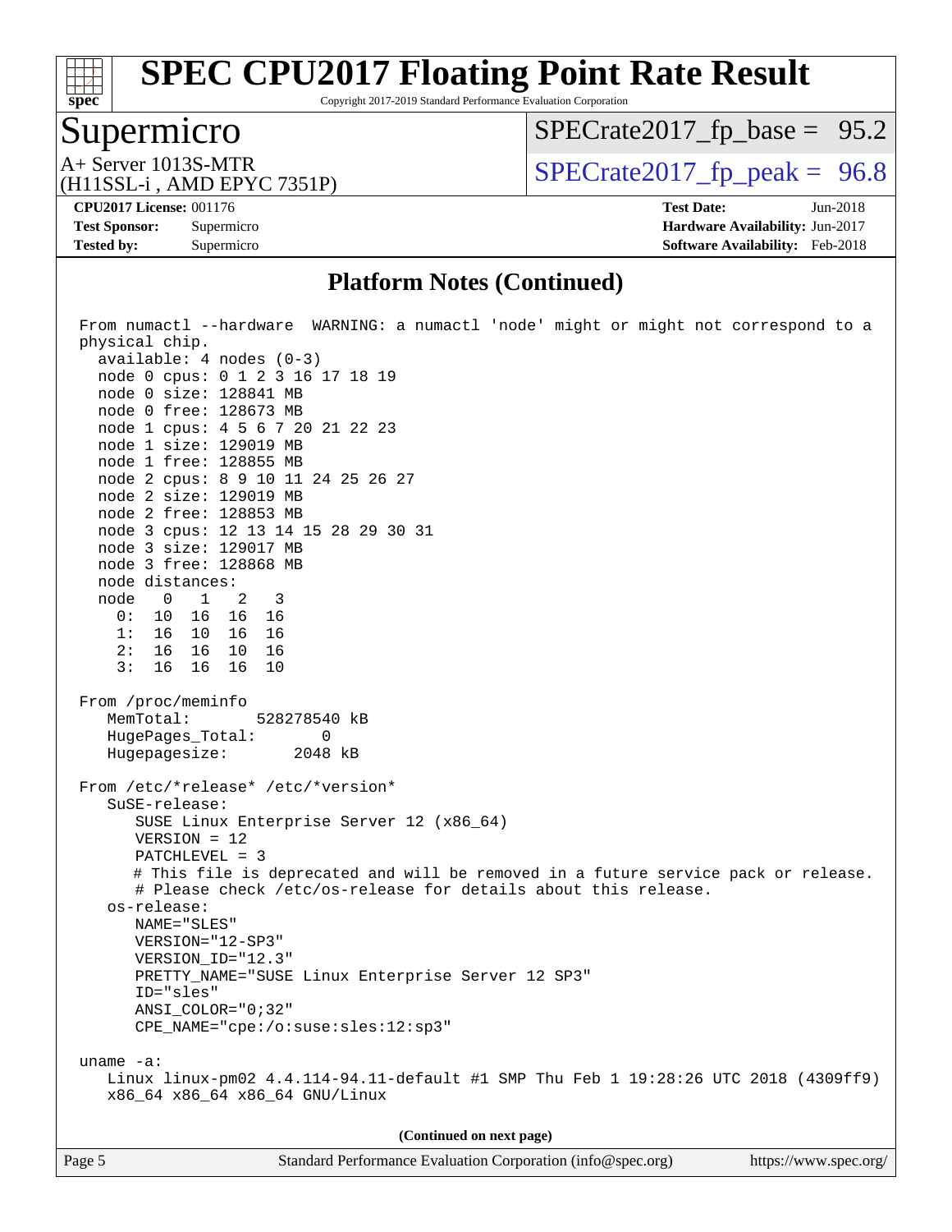## Platform Notes (Continued)

```
From numactl --hardware  WARNING: a numactl 'node' might or might not correspond to a
physical chip.
  available: 4 nodes (0-3)
  node 0 cpus: 0 1 2 3 16 17 18 19
  node 0 size: 128841 MB
  node 0 free: 128673 MB
  node 1 cpus: 4 5 6 7 20 21 22 23
  node 1 size: 129019 MB
  node 1 free: 128855 MB
  node 2 cpus: 8 9 10 11 24 25 26 27
  node 2 size: 129019 MB
  node 2 free: 128853 MB
  node 3 cpus: 12 13 14 15 28 29 30 31
  node 3 size: 129017 MB
  node 3 free: 128868 MB
  node distances:
  node   0   1   2   3
    0:  10  16  16  16
    1:  16  10  16  16
    2:  16  16  10  16
    3:  16  16  16  10

From /proc/meminfo
   MemTotal:       528278540 kB
   HugePages_Total:       0
   Hugepagesize:       2048 kB

From /etc/*release* /etc/*version*
   SuSE-release:
      SUSE Linux Enterprise Server 12 (x86_64)
      VERSION = 12
      PATCHLEVEL = 3
      # This file is deprecated and will be removed in a future service pack or release.
      # Please check /etc/os-release for details about this release.
   os-release:
      NAME="SLES"
      VERSION="12-SP3"
      VERSION_ID="12.3"
      PRETTY_NAME="SUSE Linux Enterprise Server 12 SP3"
      ID="sles"
      ANSI_COLOR="0;32"
      CPE_NAME="cpe:/o:suse:sles:12:sp3"

uname -a:
   Linux linux-pm02 4.4.114-94.11-default #1 SMP Thu Feb 1 19:28:26 UTC 2018 (4309ff9)
   x86_64 x86_64 x86_64 GNU/Linux
```

(Continued on next page)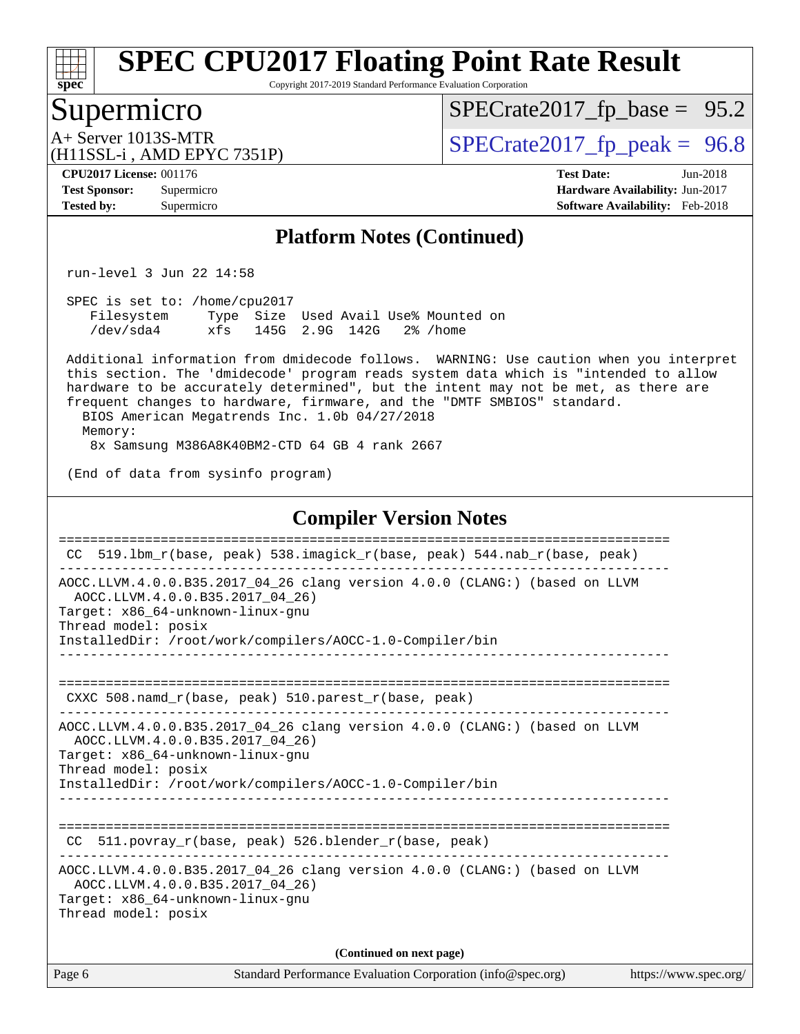## Platform Notes (Continued)

```
run-level 3 Jun 22 14:58

SPEC is set to: /home/cpu2017
   Filesystem     Type  Size  Used Avail Use% Mounted on
   /dev/sda4      xfs   145G  2.9G  142G   2% /home

Additional information from dmidecode follows.  WARNING: Use caution when you interpret
this section. The 'dmidecode' program reads system data which is "intended to allow
hardware to be accurately determined", but the intent may not be met, as there are
frequent changes to hardware, firmware, and the "DMTF SMBIOS" standard.
  BIOS American Megatrends Inc. 1.0b 04/27/2018
  Memory:
   8x Samsung M386A8K40BM2-CTD 64 GB 4 rank 2667

(End of data from sysinfo program)
```

## Compiler Version Notes

```
==============================================================================
 CC  519.lbm_r(base, peak) 538.imagick_r(base, peak) 544.nab_r(base, peak)
------------------------------------------------------------------------------
AOCC.LLVM.4.0.0.B35.2017_04_26 clang version 4.0.0 (CLANG:) (based on LLVM
  AOCC.LLVM.4.0.0.B35.2017_04_26)
Target: x86_64-unknown-linux-gnu
Thread model: posix
InstalledDir: /root/work/compilers/AOCC-1.0-Compiler/bin
------------------------------------------------------------------------------

==============================================================================
 CXXC 508.namd_r(base, peak) 510.parest_r(base, peak)
------------------------------------------------------------------------------
AOCC.LLVM.4.0.0.B35.2017_04_26 clang version 4.0.0 (CLANG:) (based on LLVM
  AOCC.LLVM.4.0.0.B35.2017_04_26)
Target: x86_64-unknown-linux-gnu
Thread model: posix
InstalledDir: /root/work/compilers/AOCC-1.0-Compiler/bin
------------------------------------------------------------------------------

==============================================================================
 CC  511.povray_r(base, peak) 526.blender_r(base, peak)
------------------------------------------------------------------------------
AOCC.LLVM.4.0.0.B35.2017_04_26 clang version 4.0.0 (CLANG:) (based on LLVM
  AOCC.LLVM.4.0.0.B35.2017_04_26)
Target: x86_64-unknown-linux-gnu
Thread model: posix
```

(Continued on next page)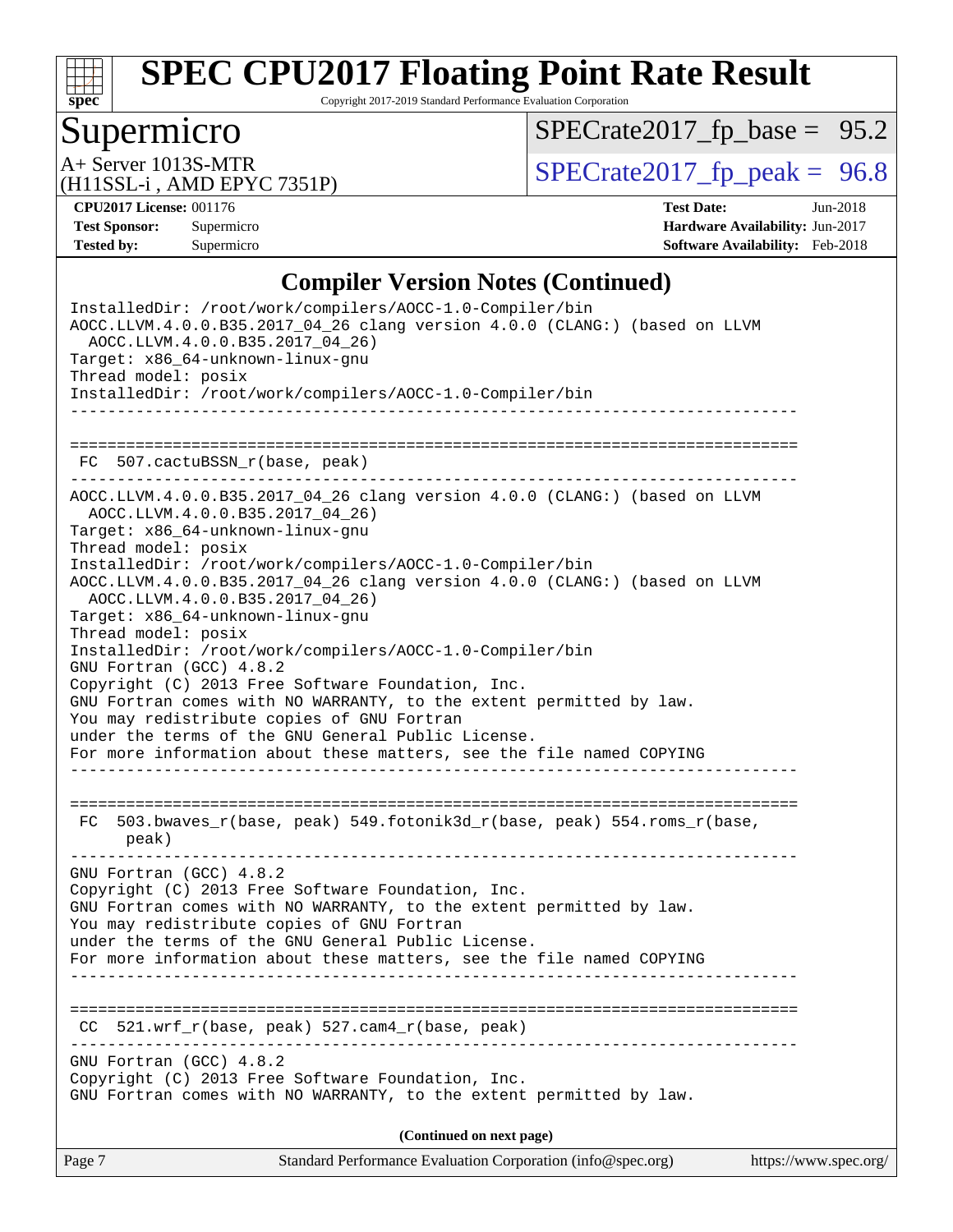## Compiler Version Notes (Continued)

```
InstalledDir: /root/work/compilers/AOCC-1.0-Compiler/bin
AOCC.LLVM.4.0.0.B35.2017_04_26 clang version 4.0.0 (CLANG:) (based on LLVM
  AOCC.LLVM.4.0.0.B35.2017_04_26)
Target: x86_64-unknown-linux-gnu
Thread model: posix
InstalledDir: /root/work/compilers/AOCC-1.0-Compiler/bin
------------------------------------------------------------------------------

==============================================================================
 FC  507.cactuBSSN_r(base, peak)
------------------------------------------------------------------------------
AOCC.LLVM.4.0.0.B35.2017_04_26 clang version 4.0.0 (CLANG:) (based on LLVM
  AOCC.LLVM.4.0.0.B35.2017_04_26)
Target: x86_64-unknown-linux-gnu
Thread model: posix
InstalledDir: /root/work/compilers/AOCC-1.0-Compiler/bin
AOCC.LLVM.4.0.0.B35.2017_04_26 clang version 4.0.0 (CLANG:) (based on LLVM
  AOCC.LLVM.4.0.0.B35.2017_04_26)
Target: x86_64-unknown-linux-gnu
Thread model: posix
InstalledDir: /root/work/compilers/AOCC-1.0-Compiler/bin
GNU Fortran (GCC) 4.8.2
Copyright (C) 2013 Free Software Foundation, Inc.
GNU Fortran comes with NO WARRANTY, to the extent permitted by law.
You may redistribute copies of GNU Fortran
under the terms of the GNU General Public License.
For more information about these matters, see the file named COPYING
------------------------------------------------------------------------------

==============================================================================
 FC  503.bwaves_r(base, peak) 549.fotonik3d_r(base, peak) 554.roms_r(base,
      peak)
------------------------------------------------------------------------------
GNU Fortran (GCC) 4.8.2
Copyright (C) 2013 Free Software Foundation, Inc.
GNU Fortran comes with NO WARRANTY, to the extent permitted by law.
You may redistribute copies of GNU Fortran
under the terms of the GNU General Public License.
For more information about these matters, see the file named COPYING
------------------------------------------------------------------------------

==============================================================================
 CC  521.wrf_r(base, peak) 527.cam4_r(base, peak)
------------------------------------------------------------------------------
GNU Fortran (GCC) 4.8.2
Copyright (C) 2013 Free Software Foundation, Inc.
GNU Fortran comes with NO WARRANTY, to the extent permitted by law.
```

**(Continued on next page)**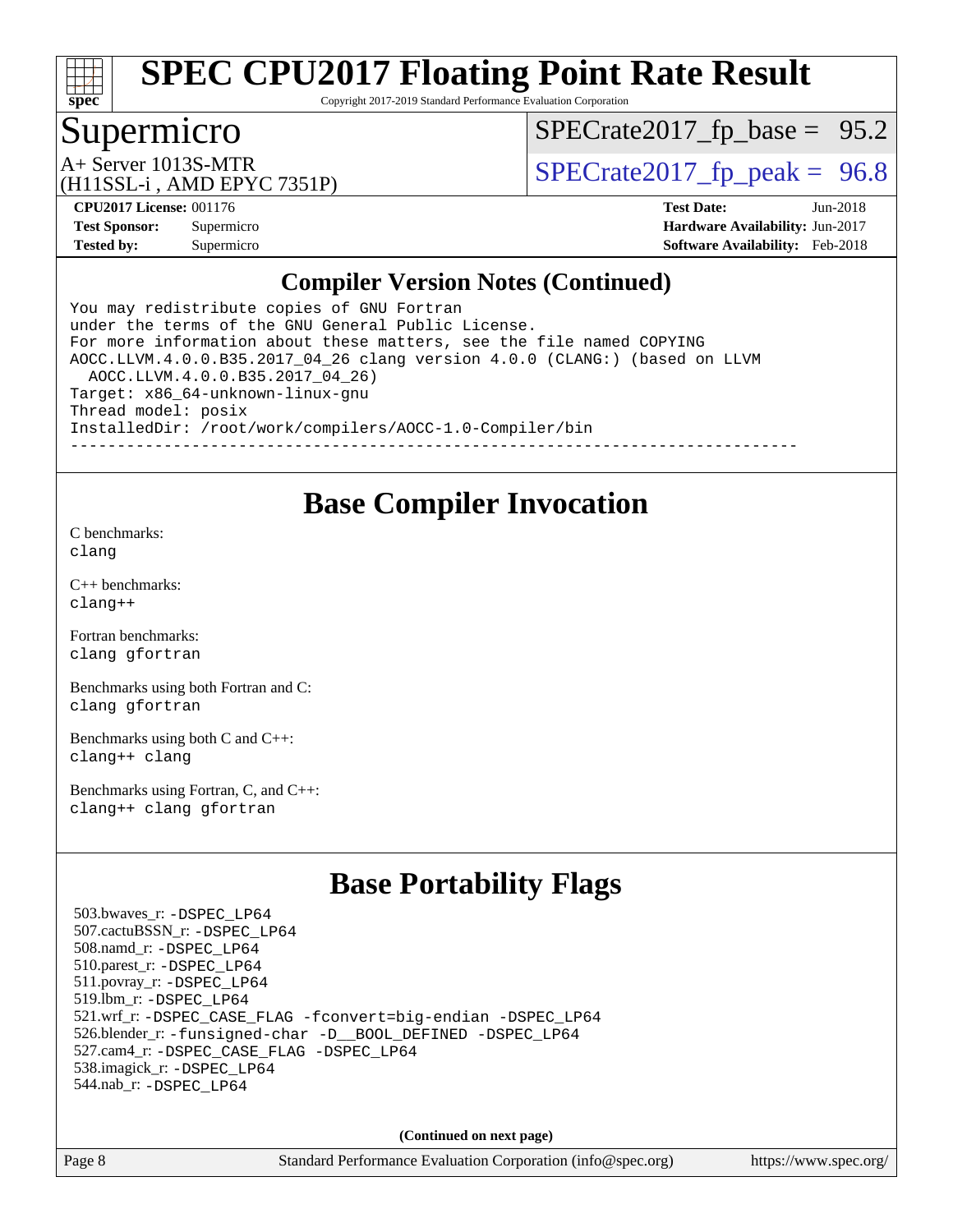## Compiler Version Notes (Continued)

```
You may redistribute copies of GNU Fortran
under the terms of the GNU General Public License.
For more information about these matters, see the file named COPYING
AOCC.LLVM.4.0.0.B35.2017_04_26 clang version 4.0.0 (CLANG:) (based on LLVM
  AOCC.LLVM.4.0.0.B35.2017_04_26)
Target: x86_64-unknown-linux-gnu
Thread model: posix
InstalledDir: /root/work/compilers/AOCC-1.0-Compiler/bin
------------------------------------------------------------------------------
```

## Base Compiler Invocation

C benchmarks:
clang

C++ benchmarks:
clang++

Fortran benchmarks:
clang gfortran

Benchmarks using both Fortran and C:
clang gfortran

Benchmarks using both C and C++:
clang++ clang

Benchmarks using Fortran, C, and C++:
clang++ clang gfortran

## Base Portability Flags

503.bwaves_r: -DSPEC_LP64
507.cactuBSSN_r: -DSPEC_LP64
508.namd_r: -DSPEC_LP64
510.parest_r: -DSPEC_LP64
511.povray_r: -DSPEC_LP64
519.lbm_r: -DSPEC_LP64
521.wrf_r: -DSPEC_CASE_FLAG -fconvert=big-endian -DSPEC_LP64
526.blender_r: -funsigned-char -D__BOOL_DEFINED -DSPEC_LP64
527.cam4_r: -DSPEC_CASE_FLAG -DSPEC_LP64
538.imagick_r: -DSPEC_LP64
544.nab_r: -DSPEC_LP64

**(Continued on next page)**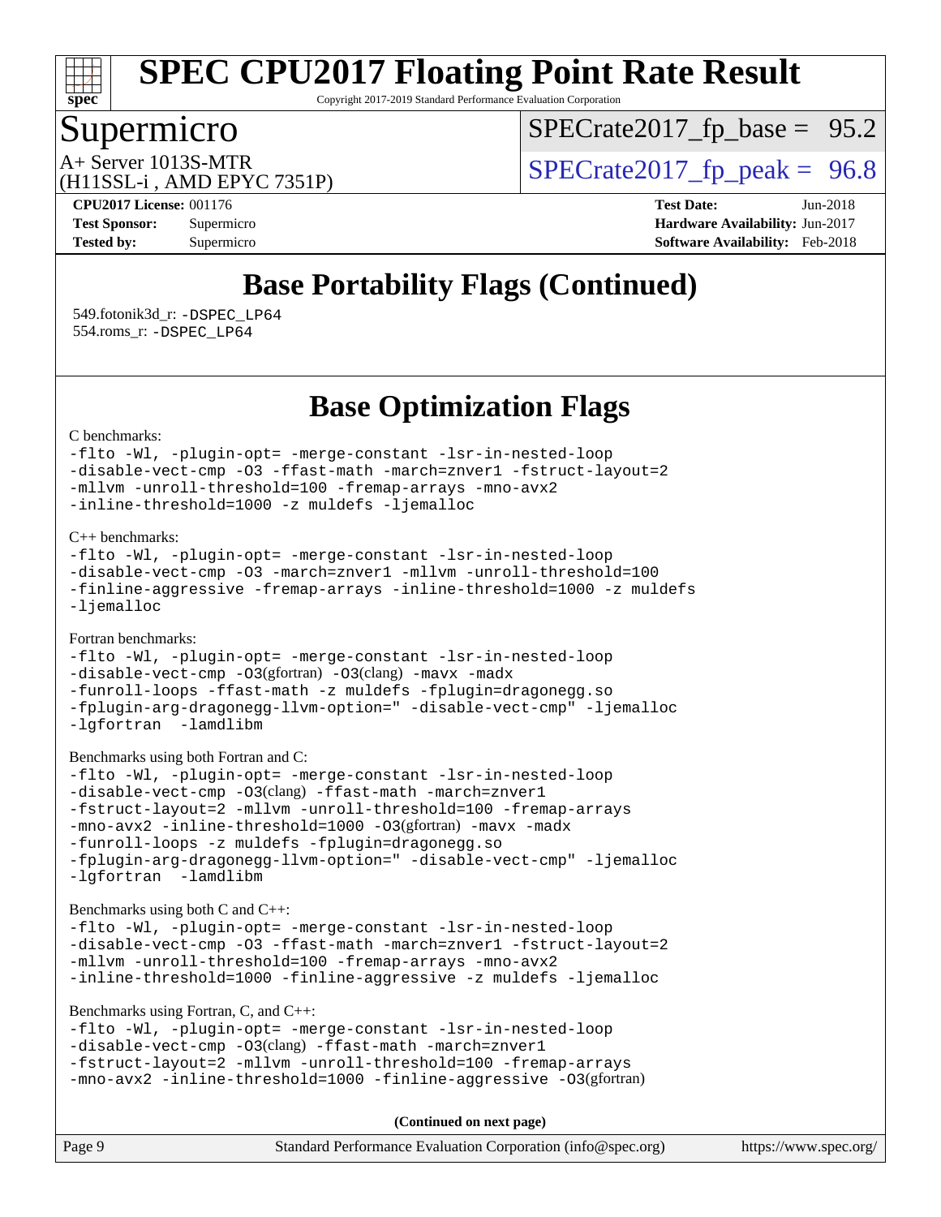# SPEC CPU2017 Floating Point Rate Result

Copyright 2017-2019 Standard Performance Evaluation Corporation

## Supermicro

A+ Server 1013S-MTR
(H11SSL-i , AMD EPYC 7351P)

SPECrate2017_fp_base = 95.2

SPECrate2017_fp_peak = 96.8

**CPU2017 License:** 001176
**Test Sponsor:** Supermicro
**Tested by:** Supermicro

**Test Date:** Jun-2018
**Hardware Availability:** Jun-2017
**Software Availability:** Feb-2018

## Base Portability Flags (Continued)

549.fotonik3d_r: -DSPEC_LP64
554.roms_r: -DSPEC_LP64

## Base Optimization Flags

C benchmarks:

```
-flto -Wl, -plugin-opt= -merge-constant -lsr-in-nested-loop
-disable-vect-cmp -O3 -ffast-math -march=znver1 -fstruct-layout=2
-mllvm -unroll-threshold=100 -fremap-arrays -mno-avx2
-inline-threshold=1000 -z muldefs -ljemalloc
```

C++ benchmarks:

```
-flto -Wl, -plugin-opt= -merge-constant -lsr-in-nested-loop
-disable-vect-cmp -O3 -march=znver1 -mllvm -unroll-threshold=100
-finline-aggressive -fremap-arrays -inline-threshold=1000 -z muldefs
-ljemalloc
```

Fortran benchmarks:

```
-flto -Wl, -plugin-opt= -merge-constant -lsr-in-nested-loop
-disable-vect-cmp -O3(gfortran) -O3(clang) -mavx -madx
-funroll-loops -ffast-math -z muldefs -fplugin=dragonegg.so
-fplugin-arg-dragonegg-llvm-option=" -disable-vect-cmp" -ljemalloc
-lgfortran  -lamdlibm
```

Benchmarks using both Fortran and C:

```
-flto -Wl, -plugin-opt= -merge-constant -lsr-in-nested-loop
-disable-vect-cmp -O3(clang) -ffast-math -march=znver1
-fstruct-layout=2 -mllvm -unroll-threshold=100 -fremap-arrays
-mno-avx2 -inline-threshold=1000 -O3(gfortran) -mavx -madx
-funroll-loops -z muldefs -fplugin=dragonegg.so
-fplugin-arg-dragonegg-llvm-option=" -disable-vect-cmp" -ljemalloc
-lgfortran  -lamdlibm
```

Benchmarks using both C and C++:

```
-flto -Wl, -plugin-opt= -merge-constant -lsr-in-nested-loop
-disable-vect-cmp -O3 -ffast-math -march=znver1 -fstruct-layout=2
-mllvm -unroll-threshold=100 -fremap-arrays -mno-avx2
-inline-threshold=1000 -finline-aggressive -z muldefs -ljemalloc
```

Benchmarks using Fortran, C, and C++:

```
-flto -Wl, -plugin-opt= -merge-constant -lsr-in-nested-loop
-disable-vect-cmp -O3(clang) -ffast-math -march=znver1
-fstruct-layout=2 -mllvm -unroll-threshold=100 -fremap-arrays
-mno-avx2 -inline-threshold=1000 -finline-aggressive -O3(gfortran)
```

**(Continued on next page)**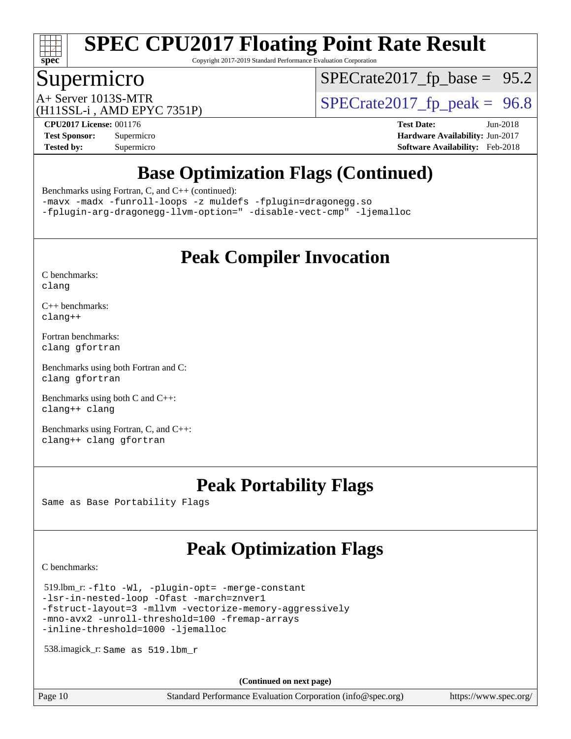## Base Optimization Flags (Continued)

Benchmarks using Fortran, C, and C++ (continued):

```
-mavx -madx -funroll-loops -z muldefs -fplugin=dragonegg.so
-fplugin-arg-dragonegg-llvm-option=" -disable-vect-cmp" -ljemalloc
```

## Peak Compiler Invocation

C benchmarks:
```
clang
```

C++ benchmarks:
```
clang++
```

Fortran benchmarks:
```
clang gfortran
```

Benchmarks using both Fortran and C:
```
clang gfortran
```

Benchmarks using both C and C++:
```
clang++ clang
```

Benchmarks using Fortran, C, and C++:
```
clang++ clang gfortran
```

## Peak Portability Flags

Same as Base Portability Flags

## Peak Optimization Flags

C benchmarks:

519.lbm_r:
```
-flto -Wl, -plugin-opt= -merge-constant
-lsr-in-nested-loop -Ofast -march=znver1
-fstruct-layout=3 -mllvm -vectorize-memory-aggressively
-mno-avx2 -unroll-threshold=100 -fremap-arrays
-inline-threshold=1000 -ljemalloc
```

538.imagick_r: Same as 519.lbm_r

(Continued on next page)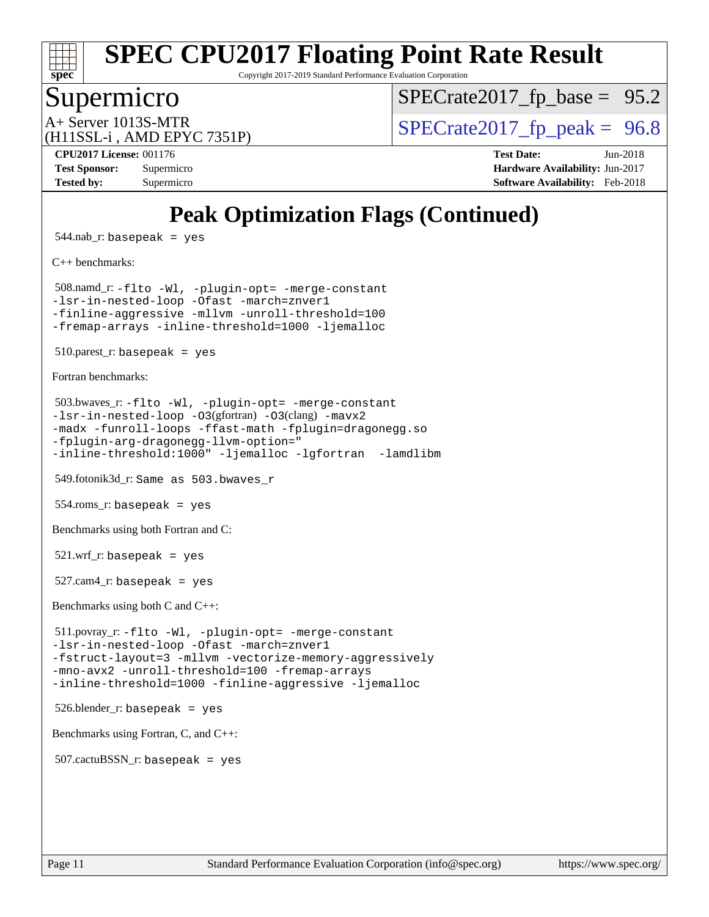# Peak Optimization Flags (Continued)

544.nab_r: `basepeak = yes`

C++ benchmarks:

508.namd_r:
```
-flto -Wl, -plugin-opt= -merge-constant
-lsr-in-nested-loop -Ofast -march=znver1
-finline-aggressive -mllvm -unroll-threshold=100
-fremap-arrays -inline-threshold=1000 -ljemalloc
```

510.parest_r: `basepeak = yes`

Fortran benchmarks:

503.bwaves_r:
```
-flto -Wl, -plugin-opt= -merge-constant
-lsr-in-nested-loop -O3(gfortran) -O3(clang) -mavx2
-madx -funroll-loops -ffast-math -fplugin=dragonegg.so
-fplugin-arg-dragonegg-llvm-option="
-inline-threshold:1000" -ljemalloc -lgfortran  -lamdlibm
```

549.fotonik3d_r: `Same as 503.bwaves_r`

554.roms_r: `basepeak = yes`

Benchmarks using both Fortran and C:

521.wrf_r: `basepeak = yes`

527.cam4_r: `basepeak = yes`

Benchmarks using both C and C++:

511.povray_r:
```
-flto -Wl, -plugin-opt= -merge-constant
-lsr-in-nested-loop -Ofast -march=znver1
-fstruct-layout=3 -mllvm -vectorize-memory-aggressively
-mno-avx2 -unroll-threshold=100 -fremap-arrays
-inline-threshold=1000 -finline-aggressive -ljemalloc
```

526.blender_r: `basepeak = yes`

Benchmarks using Fortran, C, and C++:

507.cactuBSSN_r: `basepeak = yes`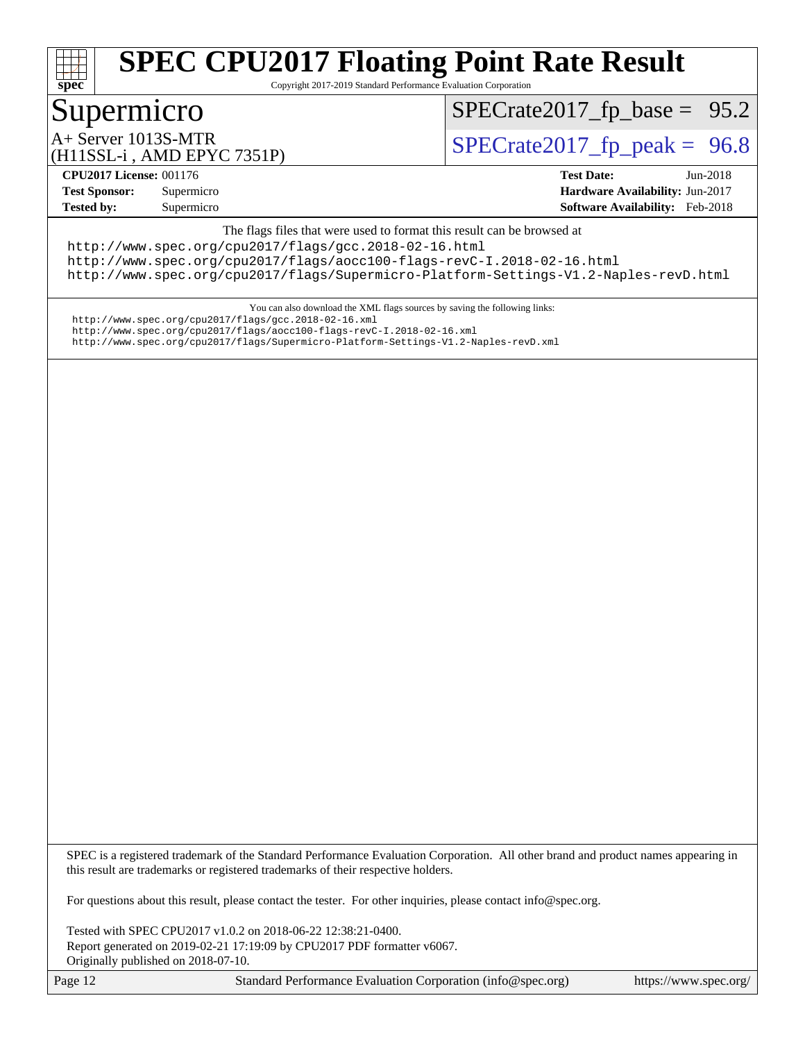The flags files that were used to format this result can be browsed at

http://www.spec.org/cpu2017/flags/gcc.2018-02-16.html
http://www.spec.org/cpu2017/flags/aocc100-flags-revC-I.2018-02-16.html
http://www.spec.org/cpu2017/flags/Supermicro-Platform-Settings-V1.2-Naples-revD.html

You can also download the XML flags sources by saving the following links:

http://www.spec.org/cpu2017/flags/gcc.2018-02-16.xml
http://www.spec.org/cpu2017/flags/aocc100-flags-revC-I.2018-02-16.xml
http://www.spec.org/cpu2017/flags/Supermicro-Platform-Settings-V1.2-Naples-revD.xml

SPEC is a registered trademark of the Standard Performance Evaluation Corporation. All other brand and product names appearing in this result are trademarks or registered trademarks of their respective holders.

For questions about this result, please contact the tester. For other inquiries, please contact info@spec.org.

Tested with SPEC CPU2017 v1.0.2 on 2018-06-22 12:38:21-0400.
Report generated on 2019-02-21 17:19:09 by CPU2017 PDF formatter v6067.
Originally published on 2018-07-10.